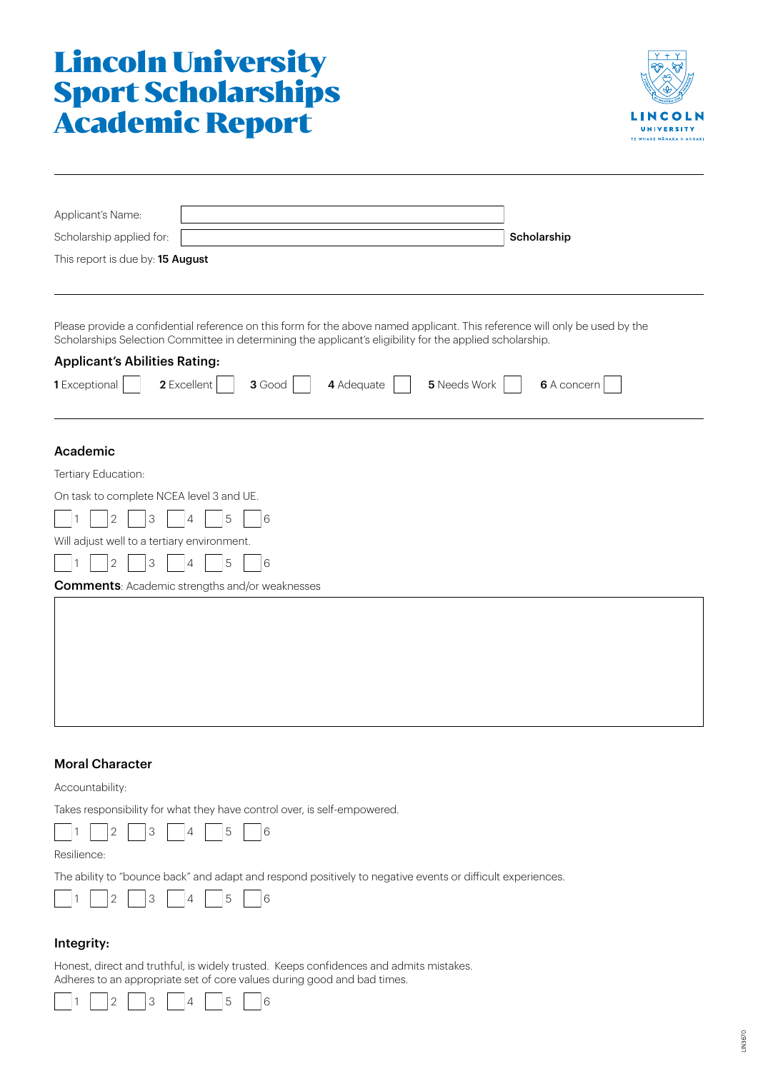# Lincoln University Sport Scholarships Academic Report

Applicant's Name: 

Scholarship applied for: **Scholarship**

This report is due by: **15 August**

---

Please provide a confidential reference on this form for the above named applicant. This reference will only be used by the Scholarships Selection Committee in determining the applicant's eligibility for the applied scholarship.

### Applicant's Abilities Rating:

**1** Exceptional ☐ **2** Excellent ☐ **3** Good ☐ **4** Adequate ☐ **5** Needs Work ☐ **6** A concern ☐

---

### Academic

Tertiary Education:

On task to complete NCEA level 3 and UE.

☐ 1 ☐ 2 ☐ 3 ☐ 4 ☐ 5 ☐ 6

Will adjust well to a tertiary environment.

☐ 1 ☐ 2 ☐ 3 ☐ 4 ☐ 5 ☐ 6

**Comments**: Academic strengths and/or weaknesses

### Moral Character

Accountability:

Takes responsibility for what they have control over, is self-empowered.

☐ 1 ☐ 2 ☐ 3 ☐ 4 ☐ 5 ☐ 6

Resilience:

The ability to "bounce back" and adapt and respond positively to negative events or difficult experiences.

☐ 1 ☐ 2 ☐ 3 ☐ 4 ☐ 5 ☐ 6

### Integrity:

Honest, direct and truthful, is widely trusted. Keeps confidences and admits mistakes.
Adheres to an appropriate set of core values during good and bad times.

☐ 1 ☐ 2 ☐ 3 ☐ 4 ☐ 5 ☐ 6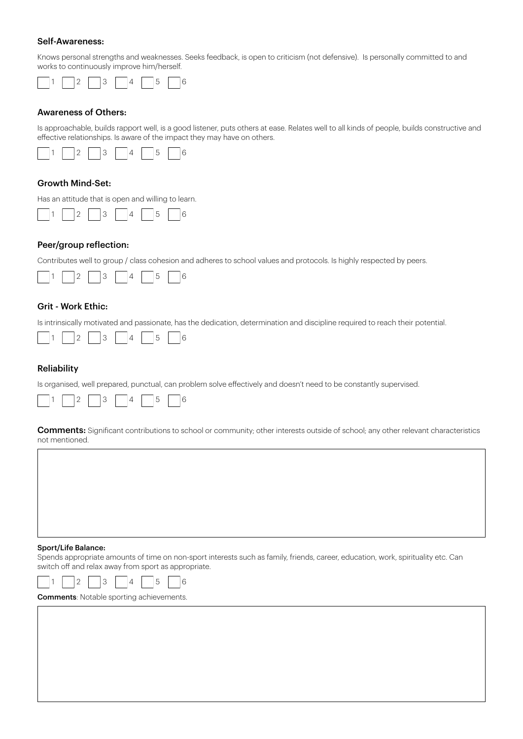## Self-Awareness:

Knows personal strengths and weaknesses. Seeks feedback, is open to criticism (not defensive). Is personally committed to and works to continuously improve him/herself.

☐ 1 ☐ 2 ☐ 3 ☐ 4 ☐ 5 ☐ 6

## Awareness of Others:

Is approachable, builds rapport well, is a good listener, puts others at ease. Relates well to all kinds of people, builds constructive and effective relationships. Is aware of the impact they may have on others.

☐ 1 ☐ 2 ☐ 3 ☐ 4 ☐ 5 ☐ 6

## Growth Mind-Set:

Has an attitude that is open and willing to learn.

☐ 1 ☐ 2 ☐ 3 ☐ 4 ☐ 5 ☐ 6

## Peer/group reflection:

Contributes well to group / class cohesion and adheres to school values and protocols. Is highly respected by peers.

☐ 1 ☐ 2 ☐ 3 ☐ 4 ☐ 5 ☐ 6

## Grit - Work Ethic:

Is intrinsically motivated and passionate, has the dedication, determination and discipline required to reach their potential.

☐ 1 ☐ 2 ☐ 3 ☐ 4 ☐ 5 ☐ 6

## Reliability

Is organised, well prepared, punctual, can problem solve effectively and doesn't need to be constantly supervised.

☐ 1 ☐ 2 ☐ 3 ☐ 4 ☐ 5 ☐ 6

**Comments:** Significant contributions to school or community; other interests outside of school; any other relevant characteristics not mentioned.

**Sport/Life Balance:**

Spends appropriate amounts of time on non-sport interests such as family, friends, career, education, work, spirituality etc. Can switch off and relax away from sport as appropriate.

☐ 1 ☐ 2 ☐ 3 ☐ 4 ☐ 5 ☐ 6

**Comments**: Notable sporting achievements.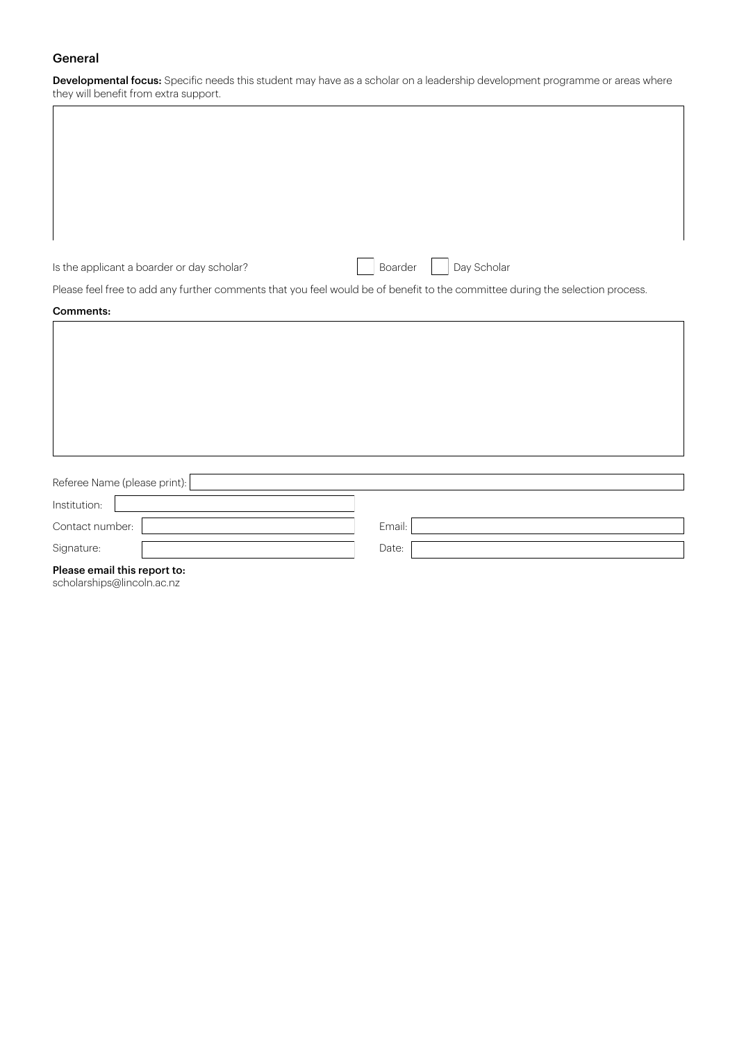## General

**Developmental focus:** Specific needs this student may have as a scholar on a leadership development programme or areas where they will benefit from extra support.

Is the applicant a boarder or day scholar? ☐ Boarder ☐ Day Scholar

Please feel free to add any further comments that you feel would be of benefit to the committee during the selection process.

**Comments:**

Referee Name (please print):

Institution:

Contact number: Email:

Signature: Date:

**Please email this report to:**
scholarships@lincoln.ac.nz